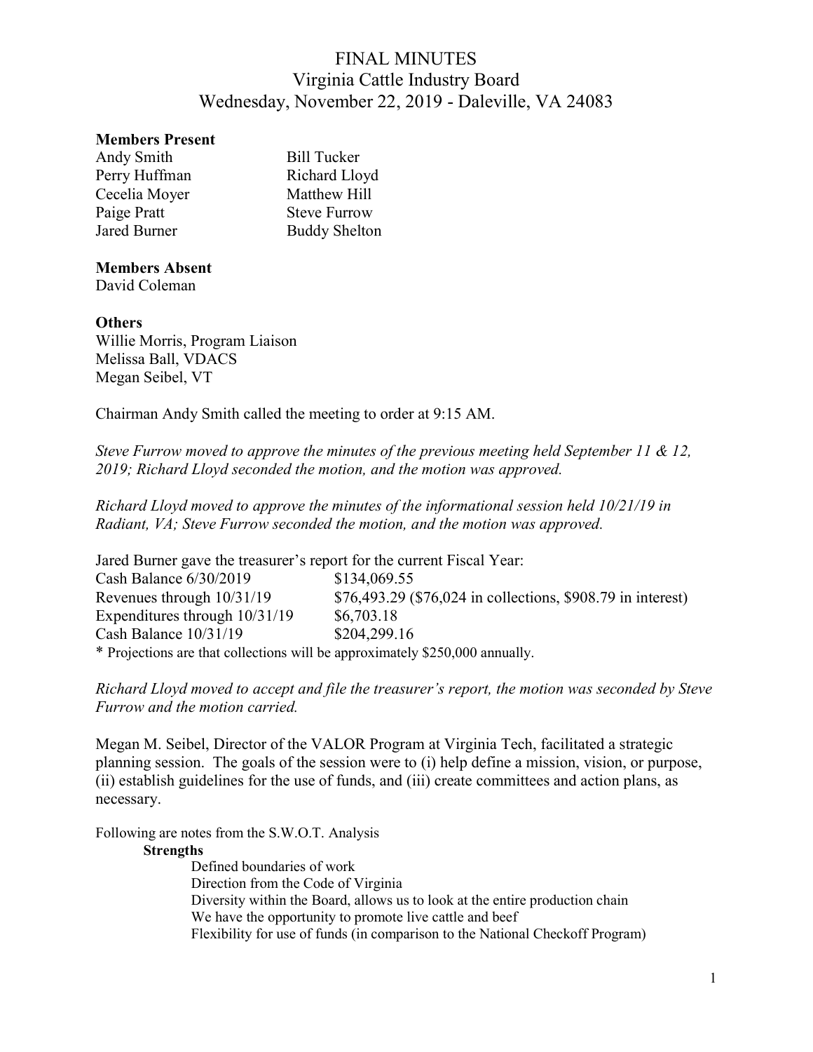# FINAL MINUTES
# Virginia Cattle Industry Board
## Wednesday, November 22, 2019 - Daleville, VA 24083

**Members Present**

| | |
|---|---|
| Andy Smith | Bill Tucker |
| Perry Huffman | Richard Lloyd |
| Cecelia Moyer | Matthew Hill |
| Paige Pratt | Steve Furrow |
| Jared Burner | Buddy Shelton |

**Members Absent**

David Coleman

**Others**

Willie Morris, Program Liaison
Melissa Ball, VDACS
Megan Seibel, VT

Chairman Andy Smith called the meeting to order at 9:15 AM.

*Steve Furrow moved to approve the minutes of the previous meeting held September 11 & 12, 2019; Richard Lloyd seconded the motion, and the motion was approved.*

*Richard Lloyd moved to approve the minutes of the informational session held 10/21/19 in Radiant, VA; Steve Furrow seconded the motion, and the motion was approved.*

Jared Burner gave the treasurer's report for the current Fiscal Year:

| | |
|---|---|
| Cash Balance 6/30/2019 | $134,069.55 |
| Revenues through 10/31/19 | $76,493.29 ($76,024 in collections, $908.79 in interest) |
| Expenditures through 10/31/19 | $6,703.18 |
| Cash Balance 10/31/19 | $204,299.16 |

* Projections are that collections will be approximately $250,000 annually.

*Richard Lloyd moved to accept and file the treasurer's report, the motion was seconded by Steve Furrow and the motion carried.*

Megan M. Seibel, Director of the VALOR Program at Virginia Tech, facilitated a strategic planning session. The goals of the session were to (i) help define a mission, vision, or purpose, (ii) establish guidelines for the use of funds, and (iii) create committees and action plans, as necessary.

Following are notes from the S.W.O.T. Analysis

**Strengths**

- Defined boundaries of work
- Direction from the Code of Virginia
- Diversity within the Board, allows us to look at the entire production chain
- We have the opportunity to promote live cattle and beef
- Flexibility for use of funds (in comparison to the National Checkoff Program)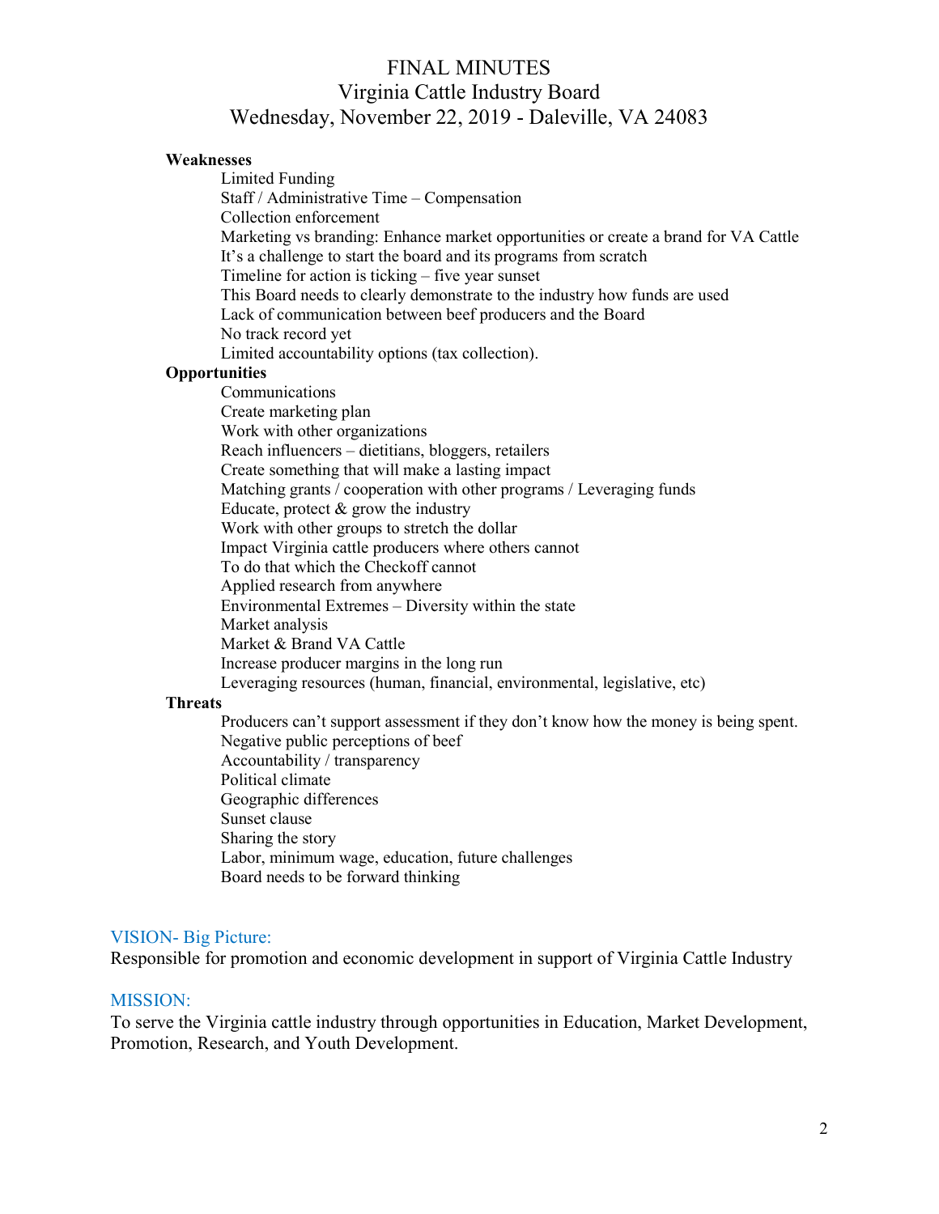# FINAL MINUTES
# Virginia Cattle Industry Board
# Wednesday, November 22, 2019 - Daleville, VA 24083

**Weaknesses**

- Limited Funding
- Staff / Administrative Time – Compensation
- Collection enforcement
- Marketing vs branding: Enhance market opportunities or create a brand for VA Cattle
- It's a challenge to start the board and its programs from scratch
- Timeline for action is ticking – five year sunset
- This Board needs to clearly demonstrate to the industry how funds are used
- Lack of communication between beef producers and the Board
- No track record yet
- Limited accountability options (tax collection).

**Opportunities**

- Communications
- Create marketing plan
- Work with other organizations
- Reach influencers – dietitians, bloggers, retailers
- Create something that will make a lasting impact
- Matching grants / cooperation with other programs / Leveraging funds
- Educate, protect & grow the industry
- Work with other groups to stretch the dollar
- Impact Virginia cattle producers where others cannot
- To do that which the Checkoff cannot
- Applied research from anywhere
- Environmental Extremes – Diversity within the state
- Market analysis
- Market & Brand VA Cattle
- Increase producer margins in the long run
- Leveraging resources (human, financial, environmental, legislative, etc)

**Threats**

- Producers can't support assessment if they don't know how the money is being spent.
- Negative public perceptions of beef
- Accountability / transparency
- Political climate
- Geographic differences
- Sunset clause
- Sharing the story
- Labor, minimum wage, education, future challenges
- Board needs to be forward thinking

## VISION- Big Picture:

Responsible for promotion and economic development in support of Virginia Cattle Industry

## MISSION:

To serve the Virginia cattle industry through opportunities in Education, Market Development, Promotion, Research, and Youth Development.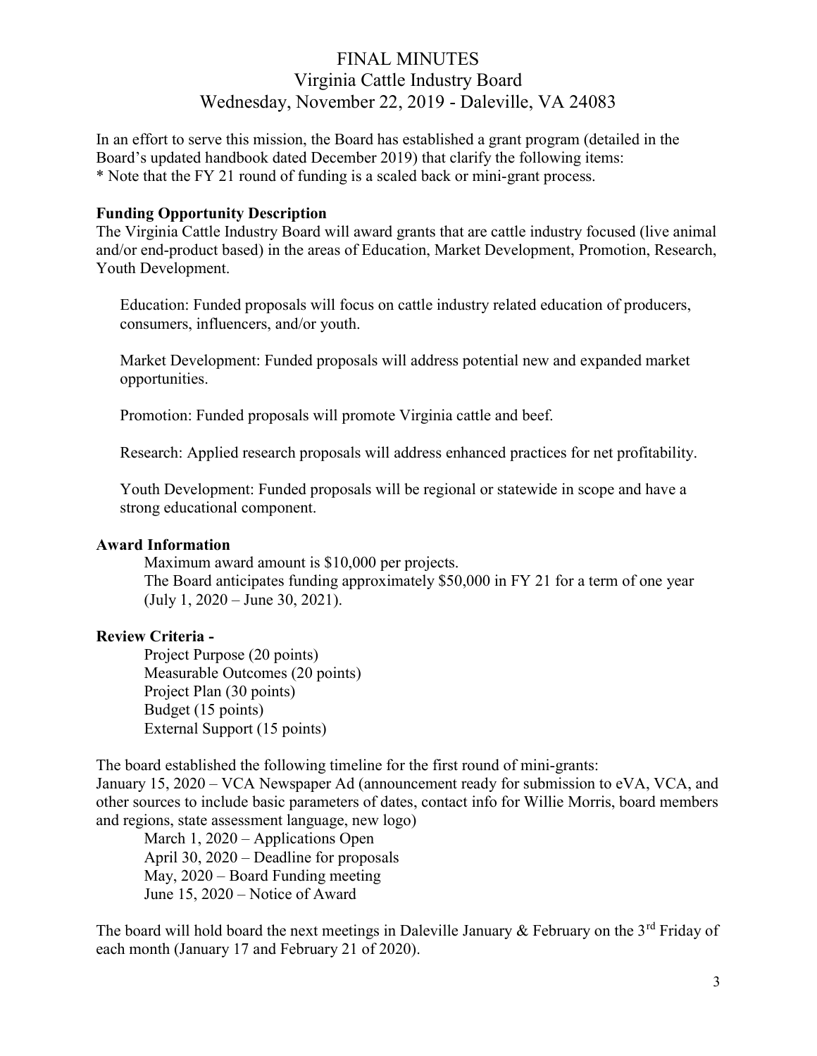# FINAL MINUTES
## Virginia Cattle Industry Board
### Wednesday, November 22, 2019 - Daleville, VA 24083

In an effort to serve this mission, the Board has established a grant program (detailed in the Board's updated handbook dated December 2019) that clarify the following items:
* Note that the FY 21 round of funding is a scaled back or mini-grant process.

**Funding Opportunity Description**
The Virginia Cattle Industry Board will award grants that are cattle industry focused (live animal and/or end-product based) in the areas of Education, Market Development, Promotion, Research, Youth Development.

Education: Funded proposals will focus on cattle industry related education of producers, consumers, influencers, and/or youth.

Market Development: Funded proposals will address potential new and expanded market opportunities.

Promotion: Funded proposals will promote Virginia cattle and beef.

Research: Applied research proposals will address enhanced practices for net profitability.

Youth Development: Funded proposals will be regional or statewide in scope and have a strong educational component.

**Award Information**

Maximum award amount is $10,000 per projects.
The Board anticipates funding approximately $50,000 in FY 21 for a term of one year (July 1, 2020 – June 30, 2021).

**Review Criteria -**

Project Purpose (20 points)
Measurable Outcomes (20 points)
Project Plan (30 points)
Budget (15 points)
External Support (15 points)

The board established the following timeline for the first round of mini-grants:
January 15, 2020 – VCA Newspaper Ad (announcement ready for submission to eVA, VCA, and other sources to include basic parameters of dates, contact info for Willie Morris, board members and regions, state assessment language, new logo)

March 1, 2020 – Applications Open
April 30, 2020 – Deadline for proposals
May, 2020 – Board Funding meeting
June 15, 2020 – Notice of Award

The board will hold board the next meetings in Daleville January & February on the 3rd Friday of each month (January 17 and February 21 of 2020).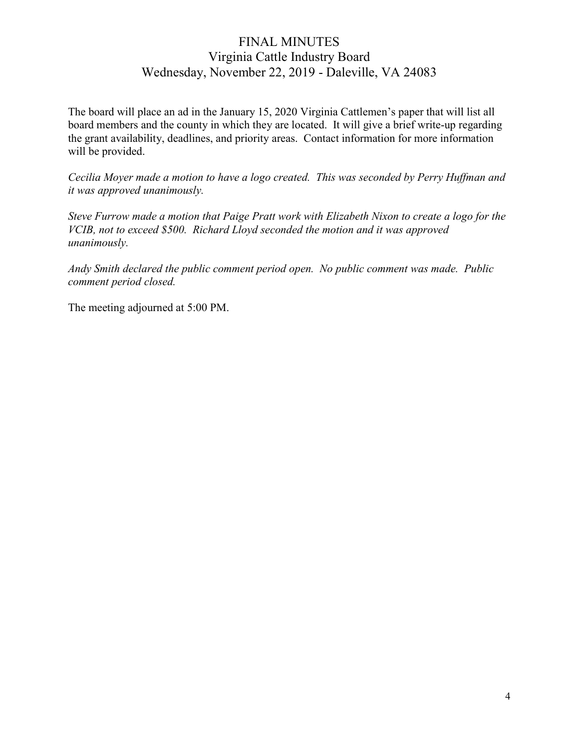The board will place an ad in the January 15, 2020 Virginia Cattlemen's paper that will list all board members and the county in which they are located. It will give a brief write-up regarding the grant availability, deadlines, and priority areas. Contact information for more information will be provided.

*Cecilia Moyer made a motion to have a logo created. This was seconded by Perry Huffman and it was approved unanimously.*

*Steve Furrow made a motion that Paige Pratt work with Elizabeth Nixon to create a logo for the VCIB, not to exceed $500. Richard Lloyd seconded the motion and it was approved unanimously.*

*Andy Smith declared the public comment period open. No public comment was made. Public comment period closed.*

The meeting adjourned at 5:00 PM.